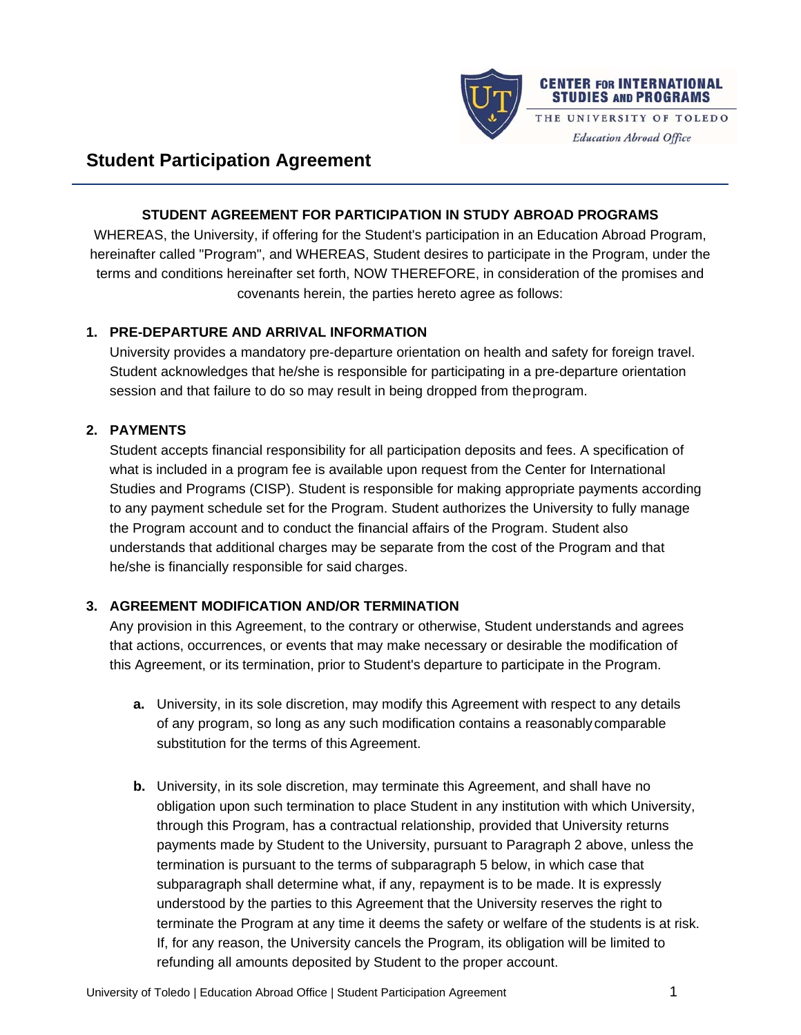CENTER FOR INTERNATIONAL STUDIES AND PROGRAMS
THE UNIVERSITY OF TOLEDO
*Education Abroad Office*

# Student Participation Agreement

**STUDENT AGREEMENT FOR PARTICIPATION IN STUDY ABROAD PROGRAMS**

WHEREAS, the University, if offering for the Student's participation in an Education Abroad Program, hereinafter called "Program", and WHEREAS, Student desires to participate in the Program, under the terms and conditions hereinafter set forth, NOW THEREFORE, in consideration of the promises and covenants herein, the parties hereto agree as follows:

1. **PRE-DEPARTURE AND ARRIVAL INFORMATION**

   University provides a mandatory pre-departure orientation on health and safety for foreign travel. Student acknowledges that he/she is responsible for participating in a pre-departure orientation session and that failure to do so may result in being dropped from the program.

2. **PAYMENTS**

   Student accepts financial responsibility for all participation deposits and fees. A specification of what is included in a program fee is available upon request from the Center for International Studies and Programs (CISP). Student is responsible for making appropriate payments according to any payment schedule set for the Program. Student authorizes the University to fully manage the Program account and to conduct the financial affairs of the Program. Student also understands that additional charges may be separate from the cost of the Program and that he/she is financially responsible for said charges.

3. **AGREEMENT MODIFICATION AND/OR TERMINATION**

   Any provision in this Agreement, to the contrary or otherwise, Student understands and agrees that actions, occurrences, or events that may make necessary or desirable the modification of this Agreement, or its termination, prior to Student's departure to participate in the Program.

   **a.** University, in its sole discretion, may modify this Agreement with respect to any details of any program, so long as any such modification contains a reasonably comparable substitution for the terms of this Agreement.

   **b.** University, in its sole discretion, may terminate this Agreement, and shall have no obligation upon such termination to place Student in any institution with which University, through this Program, has a contractual relationship, provided that University returns payments made by Student to the University, pursuant to Paragraph 2 above, unless the termination is pursuant to the terms of subparagraph 5 below, in which case that subparagraph shall determine what, if any, repayment is to be made. It is expressly understood by the parties to this Agreement that the University reserves the right to terminate the Program at any time it deems the safety or welfare of the students is at risk. If, for any reason, the University cancels the Program, its obligation will be limited to refunding all amounts deposited by Student to the proper account.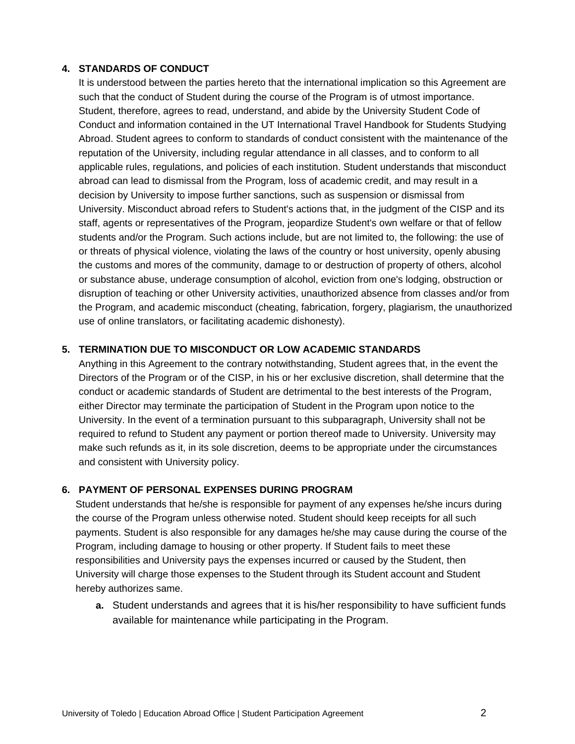4. **STANDARDS OF CONDUCT**

   It is understood between the parties hereto that the international implication so this Agreement are such that the conduct of Student during the course of the Program is of utmost importance. Student, therefore, agrees to read, understand, and abide by the University Student Code of Conduct and information contained in the UT International Travel Handbook for Students Studying Abroad. Student agrees to conform to standards of conduct consistent with the maintenance of the reputation of the University, including regular attendance in all classes, and to conform to all applicable rules, regulations, and policies of each institution. Student understands that misconduct abroad can lead to dismissal from the Program, loss of academic credit, and may result in a decision by University to impose further sanctions, such as suspension or dismissal from University. Misconduct abroad refers to Student's actions that, in the judgment of the CISP and its staff, agents or representatives of the Program, jeopardize Student's own welfare or that of fellow students and/or the Program. Such actions include, but are not limited to, the following: the use of or threats of physical violence, violating the laws of the country or host university, openly abusing the customs and mores of the community, damage to or destruction of property of others, alcohol or substance abuse, underage consumption of alcohol, eviction from one's lodging, obstruction or disruption of teaching or other University activities, unauthorized absence from classes and/or from the Program, and academic misconduct (cheating, fabrication, forgery, plagiarism, the unauthorized use of online translators, or facilitating academic dishonesty).

5. **TERMINATION DUE TO MISCONDUCT OR LOW ACADEMIC STANDARDS**

   Anything in this Agreement to the contrary notwithstanding, Student agrees that, in the event the Directors of the Program or of the CISP, in his or her exclusive discretion, shall determine that the conduct or academic standards of Student are detrimental to the best interests of the Program, either Director may terminate the participation of Student in the Program upon notice to the University. In the event of a termination pursuant to this subparagraph, University shall not be required to refund to Student any payment or portion thereof made to University. University may make such refunds as it, in its sole discretion, deems to be appropriate under the circumstances and consistent with University policy.

6. **PAYMENT OF PERSONAL EXPENSES DURING PROGRAM**

   Student understands that he/she is responsible for payment of any expenses he/she incurs during the course of the Program unless otherwise noted. Student should keep receipts for all such payments. Student is also responsible for any damages he/she may cause during the course of the Program, including damage to housing or other property. If Student fails to meet these responsibilities and University pays the expenses incurred or caused by the Student, then University will charge those expenses to the Student through its Student account and Student hereby authorizes same.

   a. Student understands and agrees that it is his/her responsibility to have sufficient funds available for maintenance while participating in the Program.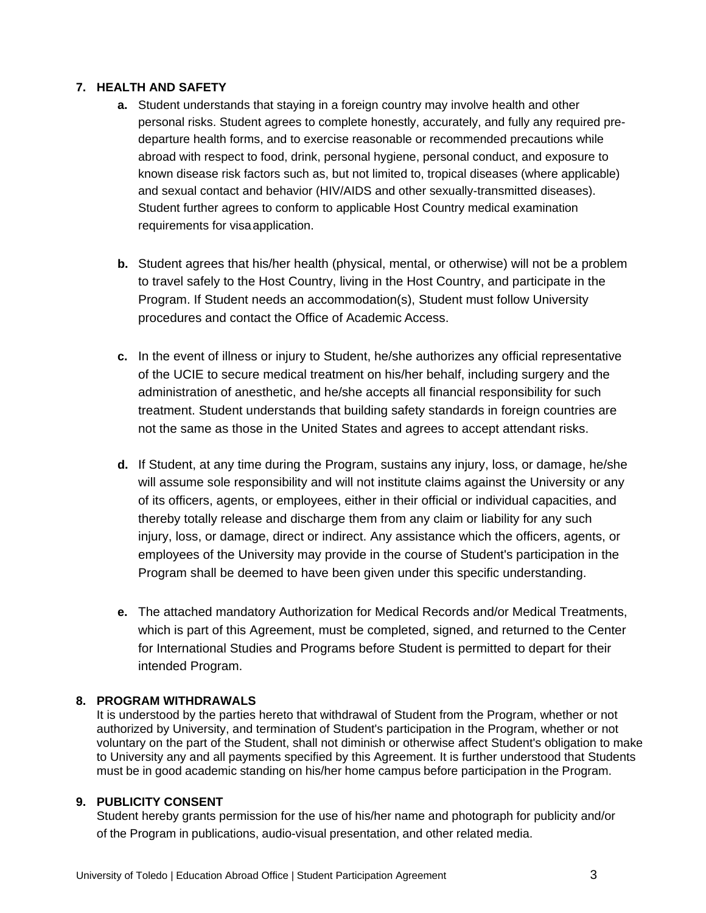## 7. HEALTH AND SAFETY

**a.** Student understands that staying in a foreign country may involve health and other personal risks. Student agrees to complete honestly, accurately, and fully any required pre-departure health forms, and to exercise reasonable or recommended precautions while abroad with respect to food, drink, personal hygiene, personal conduct, and exposure to known disease risk factors such as, but not limited to, tropical diseases (where applicable) and sexual contact and behavior (HIV/AIDS and other sexually-transmitted diseases). Student further agrees to conform to applicable Host Country medical examination requirements for visa application.

**b.** Student agrees that his/her health (physical, mental, or otherwise) will not be a problem to travel safely to the Host Country, living in the Host Country, and participate in the Program. If Student needs an accommodation(s), Student must follow University procedures and contact the Office of Academic Access.

**c.** In the event of illness or injury to Student, he/she authorizes any official representative of the UCIE to secure medical treatment on his/her behalf, including surgery and the administration of anesthetic, and he/she accepts all financial responsibility for such treatment. Student understands that building safety standards in foreign countries are not the same as those in the United States and agrees to accept attendant risks.

**d.** If Student, at any time during the Program, sustains any injury, loss, or damage, he/she will assume sole responsibility and will not institute claims against the University or any of its officers, agents, or employees, either in their official or individual capacities, and thereby totally release and discharge them from any claim or liability for any such injury, loss, or damage, direct or indirect. Any assistance which the officers, agents, or employees of the University may provide in the course of Student's participation in the Program shall be deemed to have been given under this specific understanding.

**e.** The attached mandatory Authorization for Medical Records and/or Medical Treatments, which is part of this Agreement, must be completed, signed, and returned to the Center for International Studies and Programs before Student is permitted to depart for their intended Program.

## 8. PROGRAM WITHDRAWALS

It is understood by the parties hereto that withdrawal of Student from the Program, whether or not authorized by University, and termination of Student's participation in the Program, whether or not voluntary on the part of the Student, shall not diminish or otherwise affect Student's obligation to make to University any and all payments specified by this Agreement. It is further understood that Students must be in good academic standing on his/her home campus before participation in the Program.

## 9. PUBLICITY CONSENT

Student hereby grants permission for the use of his/her name and photograph for publicity and/or of the Program in publications, audio-visual presentation, and other related media.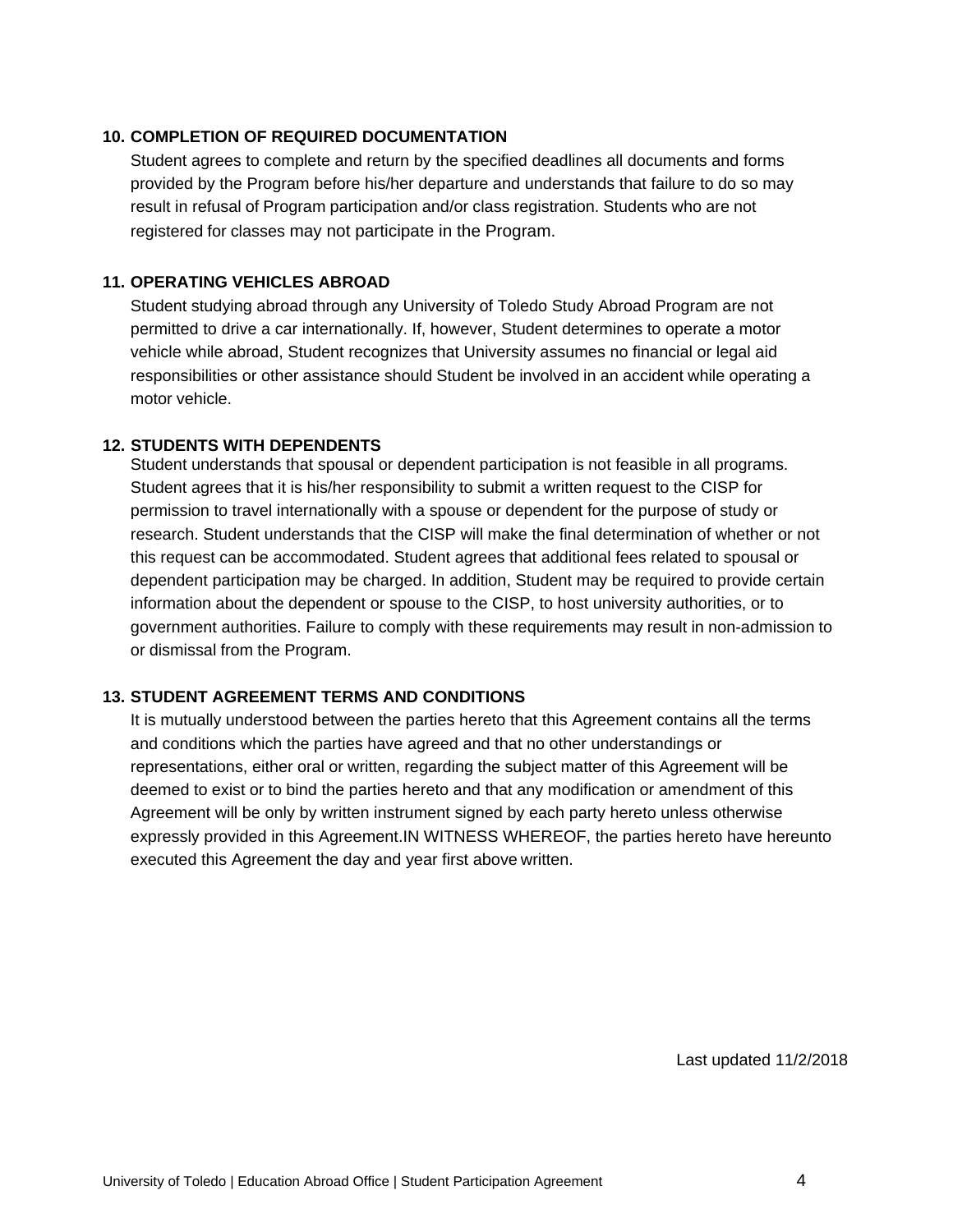**10. COMPLETION OF REQUIRED DOCUMENTATION**

Student agrees to complete and return by the specified deadlines all documents and forms provided by the Program before his/her departure and understands that failure to do so may result in refusal of Program participation and/or class registration. Students who are not registered for classes may not participate in the Program.

**11. OPERATING VEHICLES ABROAD**

Student studying abroad through any University of Toledo Study Abroad Program are not permitted to drive a car internationally. If, however, Student determines to operate a motor vehicle while abroad, Student recognizes that University assumes no financial or legal aid responsibilities or other assistance should Student be involved in an accident while operating a motor vehicle.

**12. STUDENTS WITH DEPENDENTS**

Student understands that spousal or dependent participation is not feasible in all programs. Student agrees that it is his/her responsibility to submit a written request to the CISP for permission to travel internationally with a spouse or dependent for the purpose of study or research. Student understands that the CISP will make the final determination of whether or not this request can be accommodated. Student agrees that additional fees related to spousal or dependent participation may be charged. In addition, Student may be required to provide certain information about the dependent or spouse to the CISP, to host university authorities, or to government authorities. Failure to comply with these requirements may result in non-admission to or dismissal from the Program.

**13. STUDENT AGREEMENT TERMS AND CONDITIONS**

It is mutually understood between the parties hereto that this Agreement contains all the terms and conditions which the parties have agreed and that no other understandings or representations, either oral or written, regarding the subject matter of this Agreement will be deemed to exist or to bind the parties hereto and that any modification or amendment of this Agreement will be only by written instrument signed by each party hereto unless otherwise expressly provided in this Agreement.IN WITNESS WHEREOF, the parties hereto have hereunto executed this Agreement the day and year first above written.

Last updated 11/2/2018